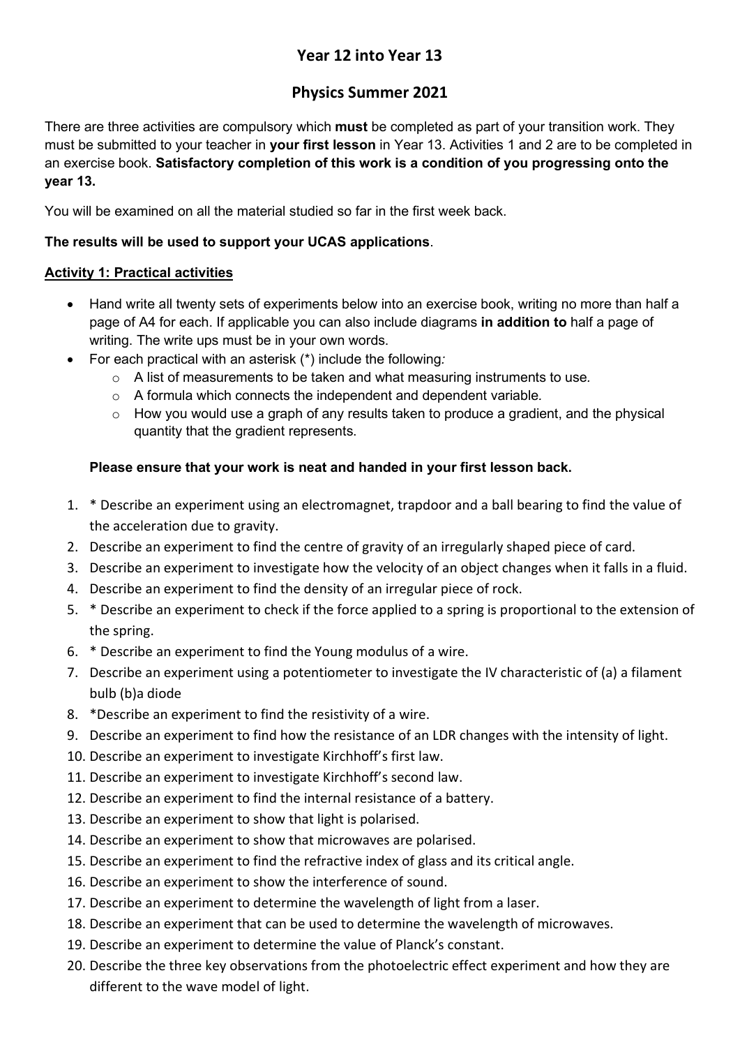# Year 12 into Year 13

## Physics Summer 2021

There are three activities are compulsory which **must** be completed as part of your transition work. They must be submitted to your teacher in **your first lesson** in Year 13. Activities 1 and 2 are to be completed in an exercise book. **Satisfactory completion of this work is a condition of you progressing onto the year 13.**

You will be examined on all the material studied so far in the first week back.

**The results will be used to support your UCAS applications**.

### Activity 1: Practical activities

- Hand write all twenty sets of experiments below into an exercise book, writing no more than half a page of A4 for each. If applicable you can also include diagrams **in addition to** half a page of writing. The write ups must be in your own words.
- For each practical with an asterisk (*) include the following*:*
  - A list of measurements to be taken and what measuring instruments to use.
  - A formula which connects the independent and dependent variable*.*
  - How you would use a graph of any results taken to produce a gradient, and the physical quantity that the gradient represents.

**Please ensure that your work is neat and handed in your first lesson back.**

1. * Describe an experiment using an electromagnet, trapdoor and a ball bearing to find the value of the acceleration due to gravity.
2. Describe an experiment to find the centre of gravity of an irregularly shaped piece of card.
3. Describe an experiment to investigate how the velocity of an object changes when it falls in a fluid.
4. Describe an experiment to find the density of an irregular piece of rock.
5. * Describe an experiment to check if the force applied to a spring is proportional to the extension of the spring.
6. * Describe an experiment to find the Young modulus of a wire.
7. Describe an experiment using a potentiometer to investigate the IV characteristic of (a) a filament bulb (b)a diode
8. *Describe an experiment to find the resistivity of a wire.
9. Describe an experiment to find how the resistance of an LDR changes with the intensity of light.
10. Describe an experiment to investigate Kirchhoff's first law.
11. Describe an experiment to investigate Kirchhoff's second law.
12. Describe an experiment to find the internal resistance of a battery.
13. Describe an experiment to show that light is polarised.
14. Describe an experiment to show that microwaves are polarised.
15. Describe an experiment to find the refractive index of glass and its critical angle.
16. Describe an experiment to show the interference of sound.
17. Describe an experiment to determine the wavelength of light from a laser.
18. Describe an experiment that can be used to determine the wavelength of microwaves.
19. Describe an experiment to determine the value of Planck's constant.
20. Describe the three key observations from the photoelectric effect experiment and how they are different to the wave model of light.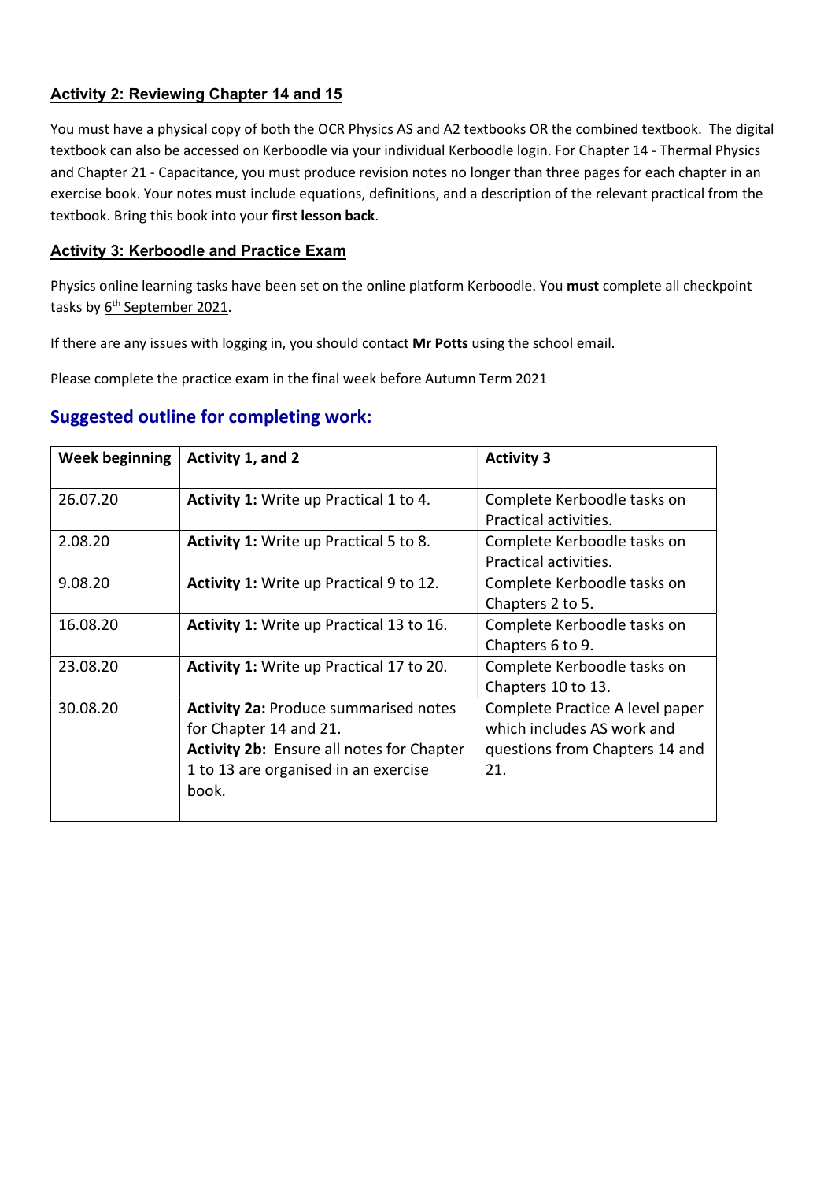### Activity 2: Reviewing Chapter 14 and 15

You must have a physical copy of both the OCR Physics AS and A2 textbooks OR the combined textbook. The digital textbook can also be accessed on Kerboodle via your individual Kerboodle login. For Chapter 14 - Thermal Physics and Chapter 21 - Capacitance, you must produce revision notes no longer than three pages for each chapter in an exercise book. Your notes must include equations, definitions, and a description of the relevant practical from the textbook. Bring this book into your **first lesson back**.

### Activity 3: Kerboodle and Practice Exam

Physics online learning tasks have been set on the online platform Kerboodle. You **must** complete all checkpoint tasks by 6th September 2021.

If there are any issues with logging in, you should contact **Mr Potts** using the school email.

Please complete the practice exam in the final week before Autumn Term 2021

## Suggested outline for completing work:

| Week beginning | Activity 1, and 2 | Activity 3 |
|---|---|---|
| 26.07.20 | **Activity 1:** Write up Practical 1 to 4. | Complete Kerboodle tasks on Practical activities. |
| 2.08.20 | **Activity 1:** Write up Practical 5 to 8. | Complete Kerboodle tasks on Practical activities. |
| 9.08.20 | **Activity 1:** Write up Practical 9 to 12. | Complete Kerboodle tasks on Chapters 2 to 5. |
| 16.08.20 | **Activity 1:** Write up Practical 13 to 16. | Complete Kerboodle tasks on Chapters 6 to 9. |
| 23.08.20 | **Activity 1:** Write up Practical 17 to 20. | Complete Kerboodle tasks on Chapters 10 to 13. |
| 30.08.20 | **Activity 2a:** Produce summarised notes for Chapter 14 and 21. **Activity 2b:** Ensure all notes for Chapter 1 to 13 are organised in an exercise book. | Complete Practice A level paper which includes AS work and questions from Chapters 14 and 21. |